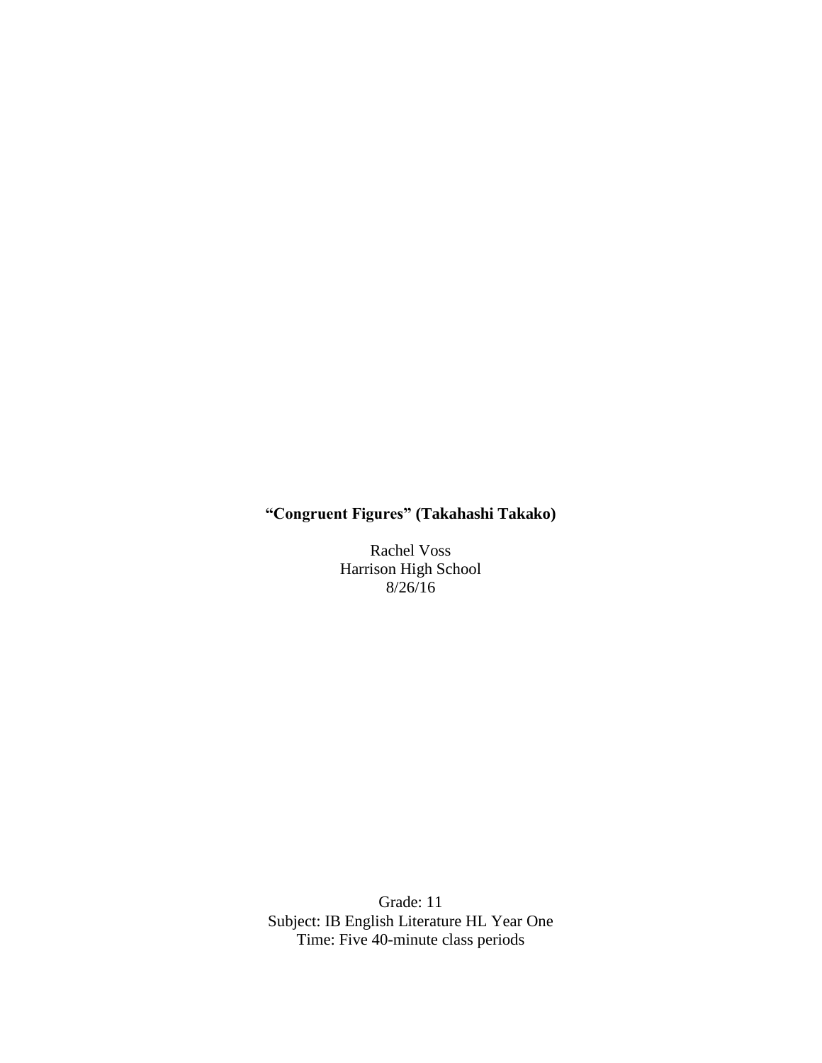**“Congruent Figures” (Takahashi Takako)**

Rachel Voss
Harrison High School
8/26/16

Grade: 11
Subject: IB English Literature HL Year One
Time: Five 40-minute class periods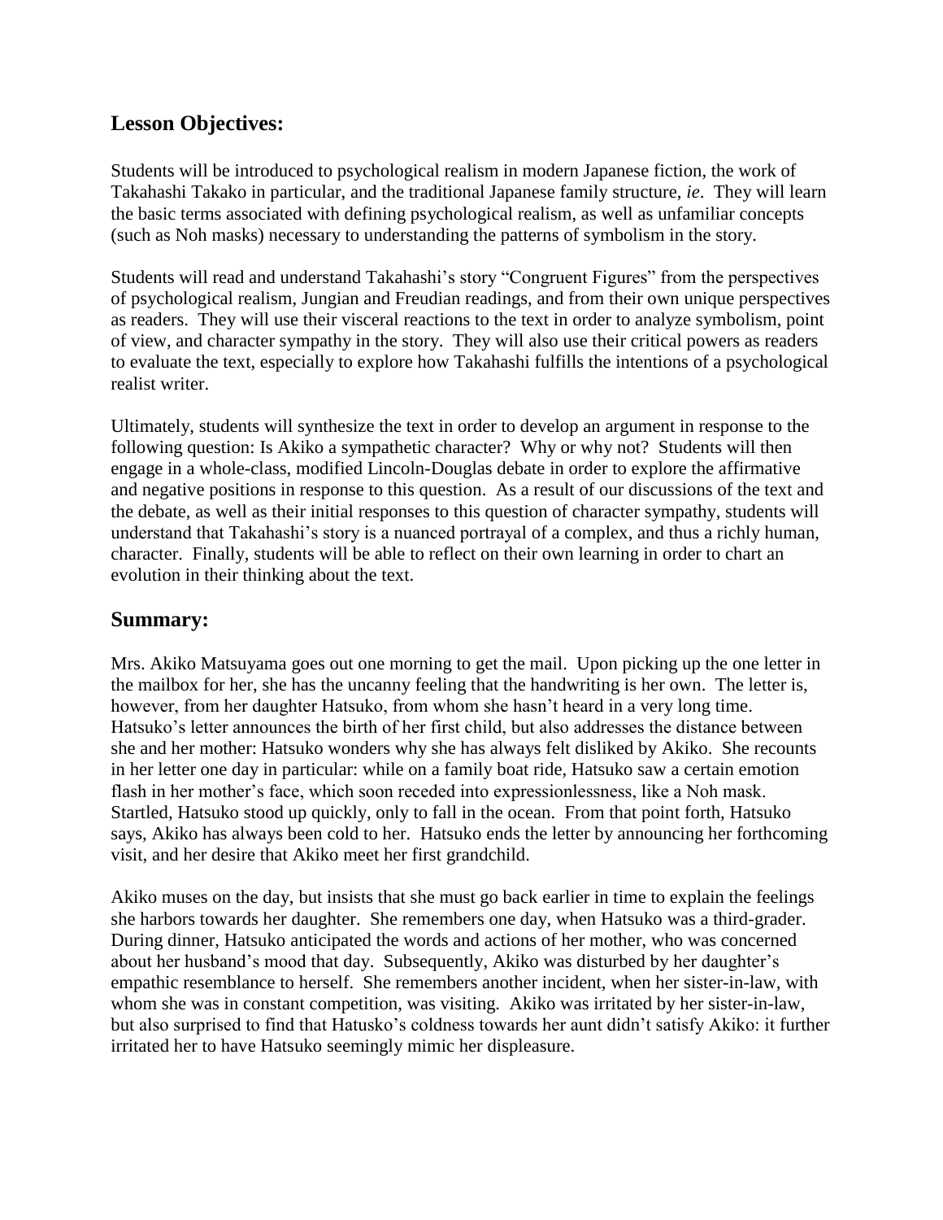## Lesson Objectives:

Students will be introduced to psychological realism in modern Japanese fiction, the work of Takahashi Takako in particular, and the traditional Japanese family structure, *ie*. They will learn the basic terms associated with defining psychological realism, as well as unfamiliar concepts (such as Noh masks) necessary to understanding the patterns of symbolism in the story.

Students will read and understand Takahashi's story "Congruent Figures" from the perspectives of psychological realism, Jungian and Freudian readings, and from their own unique perspectives as readers. They will use their visceral reactions to the text in order to analyze symbolism, point of view, and character sympathy in the story. They will also use their critical powers as readers to evaluate the text, especially to explore how Takahashi fulfills the intentions of a psychological realist writer.

Ultimately, students will synthesize the text in order to develop an argument in response to the following question: Is Akiko a sympathetic character? Why or why not? Students will then engage in a whole-class, modified Lincoln-Douglas debate in order to explore the affirmative and negative positions in response to this question. As a result of our discussions of the text and the debate, as well as their initial responses to this question of character sympathy, students will understand that Takahashi's story is a nuanced portrayal of a complex, and thus a richly human, character. Finally, students will be able to reflect on their own learning in order to chart an evolution in their thinking about the text.

## Summary:

Mrs. Akiko Matsuyama goes out one morning to get the mail. Upon picking up the one letter in the mailbox for her, she has the uncanny feeling that the handwriting is her own. The letter is, however, from her daughter Hatsuko, from whom she hasn't heard in a very long time. Hatsuko's letter announces the birth of her first child, but also addresses the distance between she and her mother: Hatsuko wonders why she has always felt disliked by Akiko. She recounts in her letter one day in particular: while on a family boat ride, Hatsuko saw a certain emotion flash in her mother's face, which soon receded into expressionlessness, like a Noh mask. Startled, Hatsuko stood up quickly, only to fall in the ocean. From that point forth, Hatsuko says, Akiko has always been cold to her. Hatsuko ends the letter by announcing her forthcoming visit, and her desire that Akiko meet her first grandchild.

Akiko muses on the day, but insists that she must go back earlier in time to explain the feelings she harbors towards her daughter. She remembers one day, when Hatsuko was a third-grader. During dinner, Hatsuko anticipated the words and actions of her mother, who was concerned about her husband's mood that day. Subsequently, Akiko was disturbed by her daughter's empathic resemblance to herself. She remembers another incident, when her sister-in-law, with whom she was in constant competition, was visiting. Akiko was irritated by her sister-in-law, but also surprised to find that Hatusko's coldness towards her aunt didn't satisfy Akiko: it further irritated her to have Hatsuko seemingly mimic her displeasure.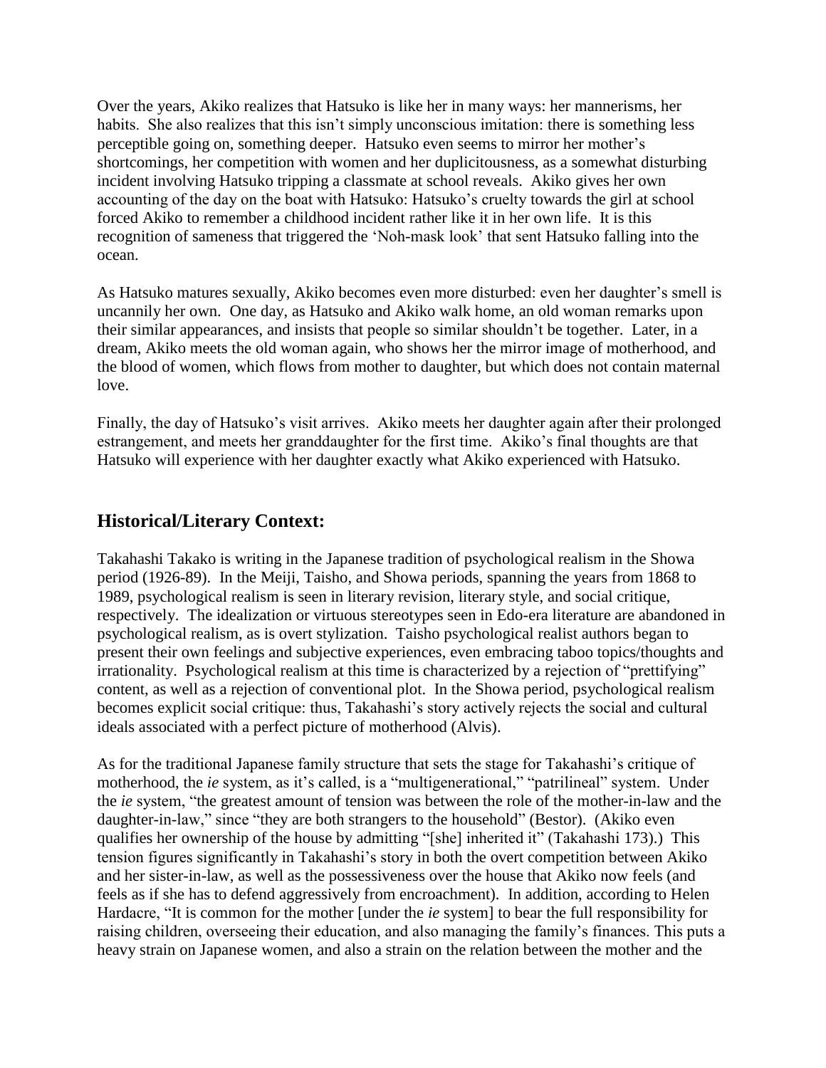Over the years, Akiko realizes that Hatsuko is like her in many ways: her mannerisms, her habits. She also realizes that this isn't simply unconscious imitation: there is something less perceptible going on, something deeper. Hatsuko even seems to mirror her mother's shortcomings, her competition with women and her duplicitousness, as a somewhat disturbing incident involving Hatsuko tripping a classmate at school reveals. Akiko gives her own accounting of the day on the boat with Hatsuko: Hatsuko's cruelty towards the girl at school forced Akiko to remember a childhood incident rather like it in her own life. It is this recognition of sameness that triggered the 'Noh-mask look' that sent Hatsuko falling into the ocean.

As Hatsuko matures sexually, Akiko becomes even more disturbed: even her daughter's smell is uncannily her own. One day, as Hatsuko and Akiko walk home, an old woman remarks upon their similar appearances, and insists that people so similar shouldn't be together. Later, in a dream, Akiko meets the old woman again, who shows her the mirror image of motherhood, and the blood of women, which flows from mother to daughter, but which does not contain maternal love.

Finally, the day of Hatsuko's visit arrives. Akiko meets her daughter again after their prolonged estrangement, and meets her granddaughter for the first time. Akiko's final thoughts are that Hatsuko will experience with her daughter exactly what Akiko experienced with Hatsuko.

## Historical/Literary Context:

Takahashi Takako is writing in the Japanese tradition of psychological realism in the Showa period (1926-89). In the Meiji, Taisho, and Showa periods, spanning the years from 1868 to 1989, psychological realism is seen in literary revision, literary style, and social critique, respectively. The idealization or virtuous stereotypes seen in Edo-era literature are abandoned in psychological realism, as is overt stylization. Taisho psychological realist authors began to present their own feelings and subjective experiences, even embracing taboo topics/thoughts and irrationality. Psychological realism at this time is characterized by a rejection of "prettifying" content, as well as a rejection of conventional plot. In the Showa period, psychological realism becomes explicit social critique: thus, Takahashi's story actively rejects the social and cultural ideals associated with a perfect picture of motherhood (Alvis).

As for the traditional Japanese family structure that sets the stage for Takahashi's critique of motherhood, the *ie* system, as it's called, is a "multigenerational," "patrilineal" system. Under the *ie* system, "the greatest amount of tension was between the role of the mother-in-law and the daughter-in-law," since "they are both strangers to the household" (Bestor). (Akiko even qualifies her ownership of the house by admitting "[she] inherited it" (Takahashi 173).) This tension figures significantly in Takahashi's story in both the overt competition between Akiko and her sister-in-law, as well as the possessiveness over the house that Akiko now feels (and feels as if she has to defend aggressively from encroachment). In addition, according to Helen Hardacre, "It is common for the mother [under the *ie* system] to bear the full responsibility for raising children, overseeing their education, and also managing the family's finances. This puts a heavy strain on Japanese women, and also a strain on the relation between the mother and the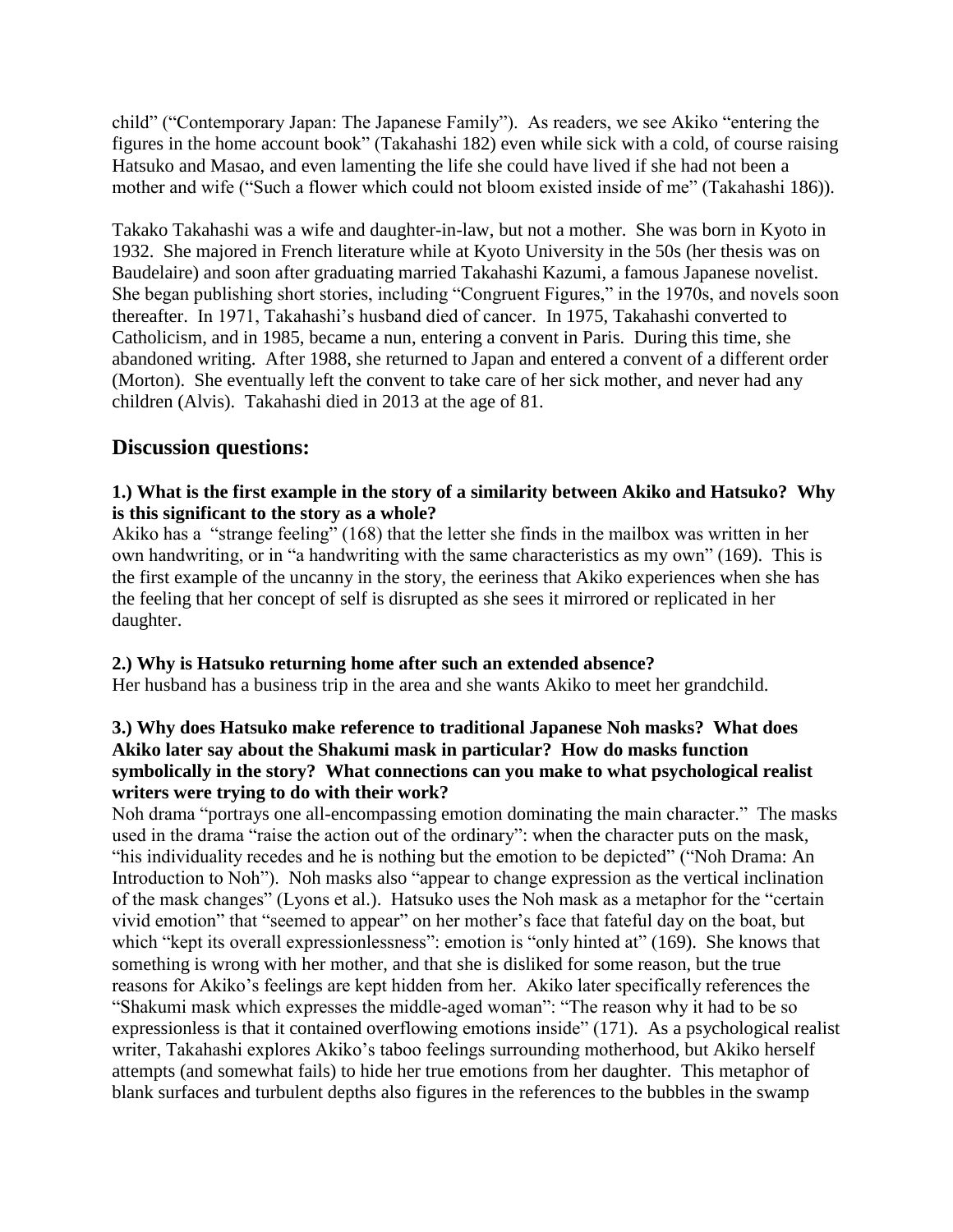child" ("Contemporary Japan: The Japanese Family"). As readers, we see Akiko "entering the figures in the home account book" (Takahashi 182) even while sick with a cold, of course raising Hatsuko and Masao, and even lamenting the life she could have lived if she had not been a mother and wife ("Such a flower which could not bloom existed inside of me" (Takahashi 186)).

Takako Takahashi was a wife and daughter-in-law, but not a mother. She was born in Kyoto in 1932. She majored in French literature while at Kyoto University in the 50s (her thesis was on Baudelaire) and soon after graduating married Takahashi Kazumi, a famous Japanese novelist. She began publishing short stories, including "Congruent Figures," in the 1970s, and novels soon thereafter. In 1971, Takahashi's husband died of cancer. In 1975, Takahashi converted to Catholicism, and in 1985, became a nun, entering a convent in Paris. During this time, she abandoned writing. After 1988, she returned to Japan and entered a convent of a different order (Morton). She eventually left the convent to take care of her sick mother, and never had any children (Alvis). Takahashi died in 2013 at the age of 81.

## Discussion questions:

**1.) What is the first example in the story of a similarity between Akiko and Hatsuko? Why is this significant to the story as a whole?**

Akiko has a "strange feeling" (168) that the letter she finds in the mailbox was written in her own handwriting, or in "a handwriting with the same characteristics as my own" (169). This is the first example of the uncanny in the story, the eeriness that Akiko experiences when she has the feeling that her concept of self is disrupted as she sees it mirrored or replicated in her daughter.

**2.) Why is Hatsuko returning home after such an extended absence?**

Her husband has a business trip in the area and she wants Akiko to meet her grandchild.

**3.) Why does Hatsuko make reference to traditional Japanese Noh masks? What does Akiko later say about the Shakumi mask in particular? How do masks function symbolically in the story? What connections can you make to what psychological realist writers were trying to do with their work?**

Noh drama "portrays one all-encompassing emotion dominating the main character." The masks used in the drama "raise the action out of the ordinary": when the character puts on the mask, "his individuality recedes and he is nothing but the emotion to be depicted" ("Noh Drama: An Introduction to Noh"). Noh masks also "appear to change expression as the vertical inclination of the mask changes" (Lyons et al.). Hatsuko uses the Noh mask as a metaphor for the "certain vivid emotion" that "seemed to appear" on her mother's face that fateful day on the boat, but which "kept its overall expressionlessness": emotion is "only hinted at" (169). She knows that something is wrong with her mother, and that she is disliked for some reason, but the true reasons for Akiko's feelings are kept hidden from her. Akiko later specifically references the "Shakumi mask which expresses the middle-aged woman": "The reason why it had to be so expressionless is that it contained overflowing emotions inside" (171). As a psychological realist writer, Takahashi explores Akiko's taboo feelings surrounding motherhood, but Akiko herself attempts (and somewhat fails) to hide her true emotions from her daughter. This metaphor of blank surfaces and turbulent depths also figures in the references to the bubbles in the swamp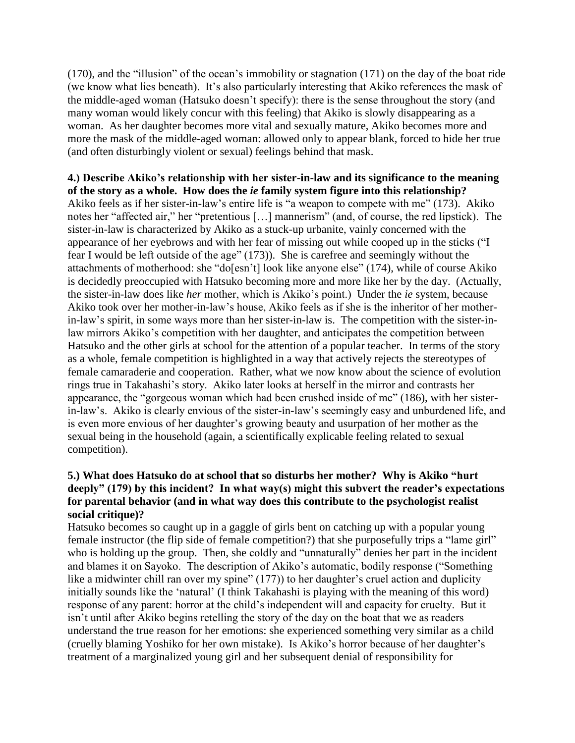(170), and the "illusion" of the ocean's immobility or stagnation (171) on the day of the boat ride (we know what lies beneath). It's also particularly interesting that Akiko references the mask of the middle-aged woman (Hatsuko doesn't specify): there is the sense throughout the story (and many woman would likely concur with this feeling) that Akiko is slowly disappearing as a woman. As her daughter becomes more vital and sexually mature, Akiko becomes more and more the mask of the middle-aged woman: allowed only to appear blank, forced to hide her true (and often disturbingly violent or sexual) feelings behind that mask.

**4.) Describe Akiko's relationship with her sister-in-law and its significance to the meaning of the story as a whole. How does the *ie* family system figure into this relationship?**

Akiko feels as if her sister-in-law's entire life is "a weapon to compete with me" (173). Akiko notes her "affected air," her "pretentious […] mannerism" (and, of course, the red lipstick). The sister-in-law is characterized by Akiko as a stuck-up urbanite, vainly concerned with the appearance of her eyebrows and with her fear of missing out while cooped up in the sticks ("I fear I would be left outside of the age" (173)). She is carefree and seemingly without the attachments of motherhood: she "do[esn't] look like anyone else" (174), while of course Akiko is decidedly preoccupied with Hatsuko becoming more and more like her by the day. (Actually, the sister-in-law does like *her* mother, which is Akiko's point.) Under the *ie* system, because Akiko took over her mother-in-law's house, Akiko feels as if she is the inheritor of her mother-in-law's spirit, in some ways more than her sister-in-law is. The competition with the sister-in-law mirrors Akiko's competition with her daughter, and anticipates the competition between Hatsuko and the other girls at school for the attention of a popular teacher. In terms of the story as a whole, female competition is highlighted in a way that actively rejects the stereotypes of female camaraderie and cooperation. Rather, what we now know about the science of evolution rings true in Takahashi's story. Akiko later looks at herself in the mirror and contrasts her appearance, the "gorgeous woman which had been crushed inside of me" (186), with her sister-in-law's. Akiko is clearly envious of the sister-in-law's seemingly easy and unburdened life, and is even more envious of her daughter's growing beauty and usurpation of her mother as the sexual being in the household (again, a scientifically explicable feeling related to sexual competition).

**5.) What does Hatsuko do at school that so disturbs her mother? Why is Akiko "hurt deeply" (179) by this incident? In what way(s) might this subvert the reader's expectations for parental behavior (and in what way does this contribute to the psychologist realist social critique)?**

Hatsuko becomes so caught up in a gaggle of girls bent on catching up with a popular young female instructor (the flip side of female competition?) that she purposefully trips a "lame girl" who is holding up the group. Then, she coldly and "unnaturally" denies her part in the incident and blames it on Sayoko. The description of Akiko's automatic, bodily response ("Something like a midwinter chill ran over my spine" (177)) to her daughter's cruel action and duplicity initially sounds like the 'natural' (I think Takahashi is playing with the meaning of this word) response of any parent: horror at the child's independent will and capacity for cruelty. But it isn't until after Akiko begins retelling the story of the day on the boat that we as readers understand the true reason for her emotions: she experienced something very similar as a child (cruelly blaming Yoshiko for her own mistake). Is Akiko's horror because of her daughter's treatment of a marginalized young girl and her subsequent denial of responsibility for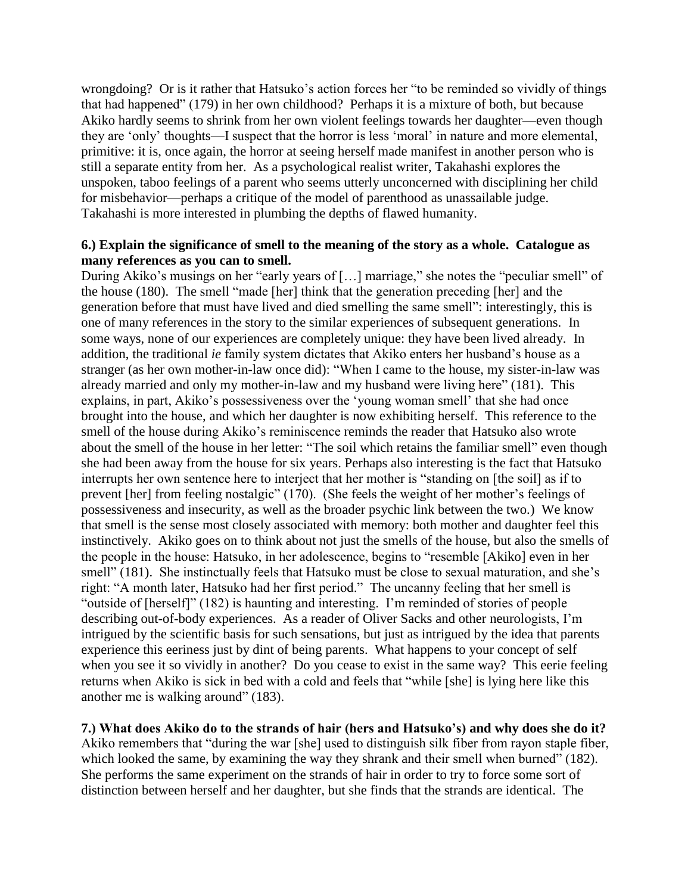wrongdoing? Or is it rather that Hatsuko's action forces her "to be reminded so vividly of things that had happened" (179) in her own childhood? Perhaps it is a mixture of both, but because Akiko hardly seems to shrink from her own violent feelings towards her daughter—even though they are 'only' thoughts—I suspect that the horror is less 'moral' in nature and more elemental, primitive: it is, once again, the horror at seeing herself made manifest in another person who is still a separate entity from her. As a psychological realist writer, Takahashi explores the unspoken, taboo feelings of a parent who seems utterly unconcerned with disciplining her child for misbehavior—perhaps a critique of the model of parenthood as unassailable judge. Takahashi is more interested in plumbing the depths of flawed humanity.

**6.) Explain the significance of smell to the meaning of the story as a whole. Catalogue as many references as you can to smell.**

During Akiko's musings on her "early years of […] marriage," she notes the "peculiar smell" of the house (180). The smell "made [her] think that the generation preceding [her] and the generation before that must have lived and died smelling the same smell": interestingly, this is one of many references in the story to the similar experiences of subsequent generations. In some ways, none of our experiences are completely unique: they have been lived already. In addition, the traditional *ie* family system dictates that Akiko enters her husband's house as a stranger (as her own mother-in-law once did): "When I came to the house, my sister-in-law was already married and only my mother-in-law and my husband were living here" (181). This explains, in part, Akiko's possessiveness over the 'young woman smell' that she had once brought into the house, and which her daughter is now exhibiting herself. This reference to the smell of the house during Akiko's reminiscence reminds the reader that Hatsuko also wrote about the smell of the house in her letter: "The soil which retains the familiar smell" even though she had been away from the house for six years. Perhaps also interesting is the fact that Hatsuko interrupts her own sentence here to interject that her mother is "standing on [the soil] as if to prevent [her] from feeling nostalgic" (170). (She feels the weight of her mother's feelings of possessiveness and insecurity, as well as the broader psychic link between the two.) We know that smell is the sense most closely associated with memory: both mother and daughter feel this instinctively. Akiko goes on to think about not just the smells of the house, but also the smells of the people in the house: Hatsuko, in her adolescence, begins to "resemble [Akiko] even in her smell" (181). She instinctually feels that Hatsuko must be close to sexual maturation, and she's right: "A month later, Hatsuko had her first period." The uncanny feeling that her smell is "outside of [herself]" (182) is haunting and interesting. I'm reminded of stories of people describing out-of-body experiences. As a reader of Oliver Sacks and other neurologists, I'm intrigued by the scientific basis for such sensations, but just as intrigued by the idea that parents experience this eeriness just by dint of being parents. What happens to your concept of self when you see it so vividly in another? Do you cease to exist in the same way? This eerie feeling returns when Akiko is sick in bed with a cold and feels that "while [she] is lying here like this another me is walking around" (183).

**7.) What does Akiko do to the strands of hair (hers and Hatsuko's) and why does she do it?**

Akiko remembers that "during the war [she] used to distinguish silk fiber from rayon staple fiber, which looked the same, by examining the way they shrank and their smell when burned" (182). She performs the same experiment on the strands of hair in order to try to force some sort of distinction between herself and her daughter, but she finds that the strands are identical. The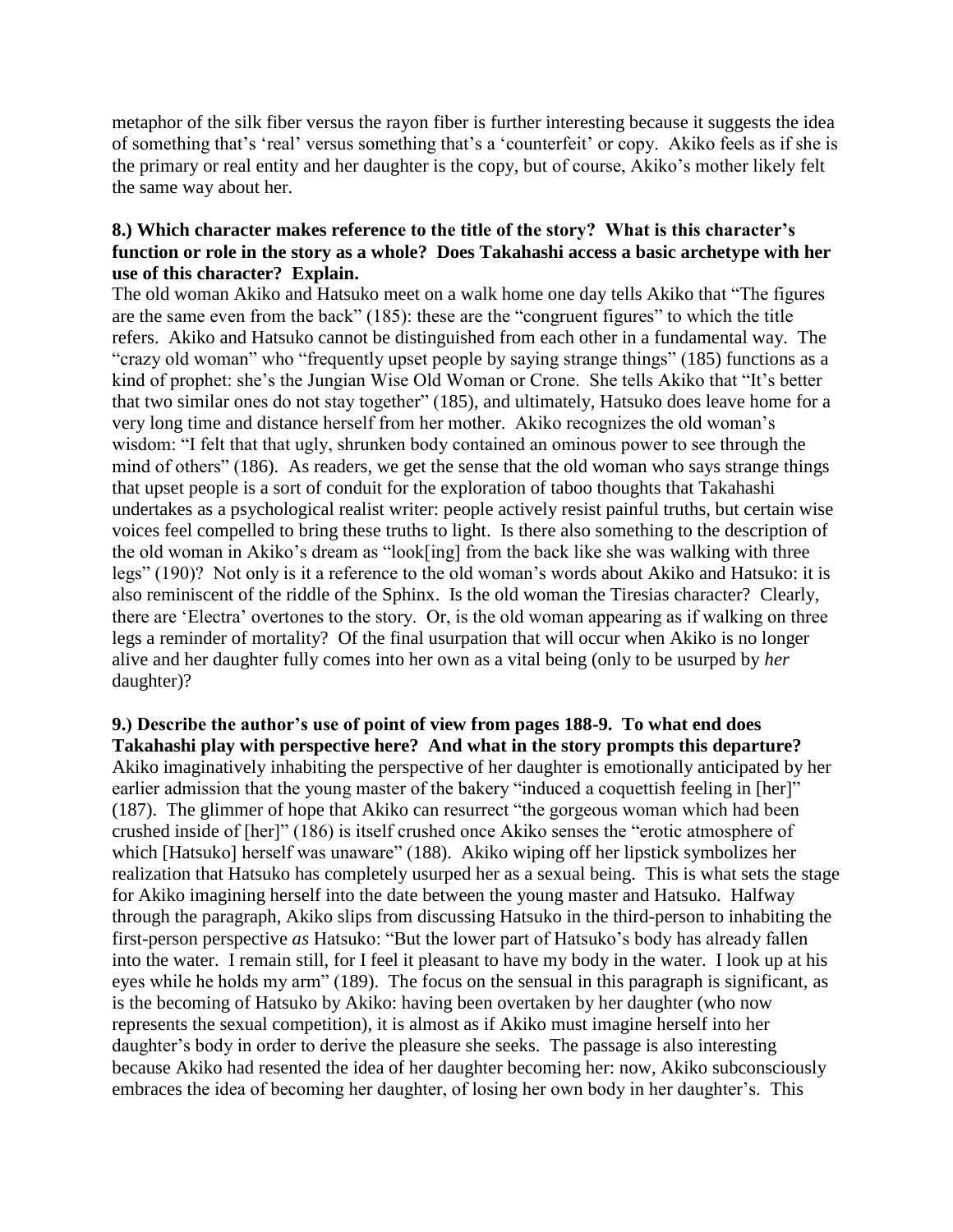metaphor of the silk fiber versus the rayon fiber is further interesting because it suggests the idea of something that's 'real' versus something that's a 'counterfeit' or copy. Akiko feels as if she is the primary or real entity and her daughter is the copy, but of course, Akiko's mother likely felt the same way about her.

**8.) Which character makes reference to the title of the story? What is this character's function or role in the story as a whole? Does Takahashi access a basic archetype with her use of this character? Explain.**

The old woman Akiko and Hatsuko meet on a walk home one day tells Akiko that "The figures are the same even from the back" (185): these are the "congruent figures" to which the title refers. Akiko and Hatsuko cannot be distinguished from each other in a fundamental way. The "crazy old woman" who "frequently upset people by saying strange things" (185) functions as a kind of prophet: she's the Jungian Wise Old Woman or Crone. She tells Akiko that "It's better that two similar ones do not stay together" (185), and ultimately, Hatsuko does leave home for a very long time and distance herself from her mother. Akiko recognizes the old woman's wisdom: "I felt that that ugly, shrunken body contained an ominous power to see through the mind of others" (186). As readers, we get the sense that the old woman who says strange things that upset people is a sort of conduit for the exploration of taboo thoughts that Takahashi undertakes as a psychological realist writer: people actively resist painful truths, but certain wise voices feel compelled to bring these truths to light. Is there also something to the description of the old woman in Akiko's dream as "look[ing] from the back like she was walking with three legs" (190)? Not only is it a reference to the old woman's words about Akiko and Hatsuko: it is also reminiscent of the riddle of the Sphinx. Is the old woman the Tiresias character? Clearly, there are 'Electra' overtones to the story. Or, is the old woman appearing as if walking on three legs a reminder of mortality? Of the final usurpation that will occur when Akiko is no longer alive and her daughter fully comes into her own as a vital being (only to be usurped by *her* daughter)?

**9.) Describe the author's use of point of view from pages 188-9. To what end does Takahashi play with perspective here? And what in the story prompts this departure?**

Akiko imaginatively inhabiting the perspective of her daughter is emotionally anticipated by her earlier admission that the young master of the bakery "induced a coquettish feeling in [her]" (187). The glimmer of hope that Akiko can resurrect "the gorgeous woman which had been crushed inside of [her]" (186) is itself crushed once Akiko senses the "erotic atmosphere of which [Hatsuko] herself was unaware" (188). Akiko wiping off her lipstick symbolizes her realization that Hatsuko has completely usurped her as a sexual being. This is what sets the stage for Akiko imagining herself into the date between the young master and Hatsuko. Halfway through the paragraph, Akiko slips from discussing Hatsuko in the third-person to inhabiting the first-person perspective *as* Hatsuko: "But the lower part of Hatsuko's body has already fallen into the water. I remain still, for I feel it pleasant to have my body in the water. I look up at his eyes while he holds my arm" (189). The focus on the sensual in this paragraph is significant, as is the becoming of Hatsuko by Akiko: having been overtaken by her daughter (who now represents the sexual competition), it is almost as if Akiko must imagine herself into her daughter's body in order to derive the pleasure she seeks. The passage is also interesting because Akiko had resented the idea of her daughter becoming her: now, Akiko subconsciously embraces the idea of becoming her daughter, of losing her own body in her daughter's. This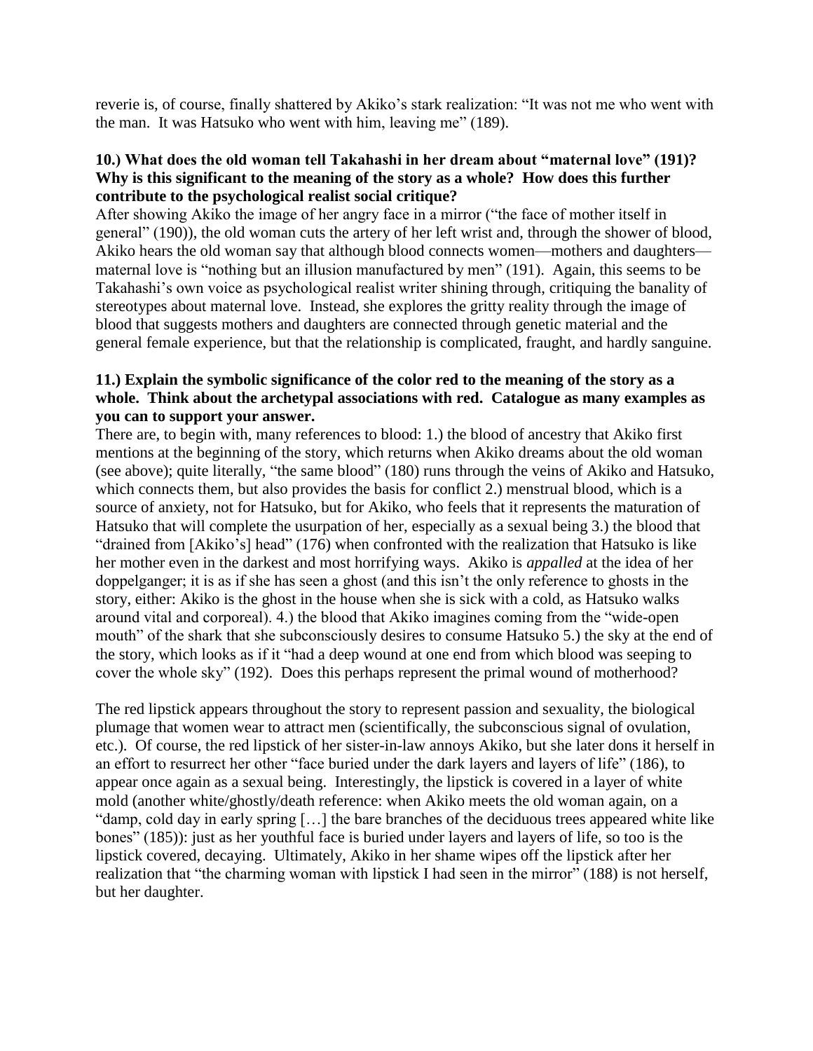reverie is, of course, finally shattered by Akiko's stark realization: "It was not me who went with the man. It was Hatsuko who went with him, leaving me" (189).

**10.) What does the old woman tell Takahashi in her dream about "maternal love" (191)? Why is this significant to the meaning of the story as a whole? How does this further contribute to the psychological realist social critique?**

After showing Akiko the image of her angry face in a mirror ("the face of mother itself in general" (190)), the old woman cuts the artery of her left wrist and, through the shower of blood, Akiko hears the old woman say that although blood connects women—mothers and daughters—maternal love is "nothing but an illusion manufactured by men" (191). Again, this seems to be Takahashi's own voice as psychological realist writer shining through, critiquing the banality of stereotypes about maternal love. Instead, she explores the gritty reality through the image of blood that suggests mothers and daughters are connected through genetic material and the general female experience, but that the relationship is complicated, fraught, and hardly sanguine.

**11.) Explain the symbolic significance of the color red to the meaning of the story as a whole. Think about the archetypal associations with red. Catalogue as many examples as you can to support your answer.**

There are, to begin with, many references to blood: 1.) the blood of ancestry that Akiko first mentions at the beginning of the story, which returns when Akiko dreams about the old woman (see above); quite literally, "the same blood" (180) runs through the veins of Akiko and Hatsuko, which connects them, but also provides the basis for conflict 2.) menstrual blood, which is a source of anxiety, not for Hatsuko, but for Akiko, who feels that it represents the maturation of Hatsuko that will complete the usurpation of her, especially as a sexual being 3.) the blood that "drained from [Akiko's] head" (176) when confronted with the realization that Hatsuko is like her mother even in the darkest and most horrifying ways. Akiko is *appalled* at the idea of her doppelganger; it is as if she has seen a ghost (and this isn't the only reference to ghosts in the story, either: Akiko is the ghost in the house when she is sick with a cold, as Hatsuko walks around vital and corporeal). 4.) the blood that Akiko imagines coming from the "wide-open mouth" of the shark that she subconsciously desires to consume Hatsuko 5.) the sky at the end of the story, which looks as if it "had a deep wound at one end from which blood was seeping to cover the whole sky" (192). Does this perhaps represent the primal wound of motherhood?

The red lipstick appears throughout the story to represent passion and sexuality, the biological plumage that women wear to attract men (scientifically, the subconscious signal of ovulation, etc.). Of course, the red lipstick of her sister-in-law annoys Akiko, but she later dons it herself in an effort to resurrect her other "face buried under the dark layers and layers of life" (186), to appear once again as a sexual being. Interestingly, the lipstick is covered in a layer of white mold (another white/ghostly/death reference: when Akiko meets the old woman again, on a "damp, cold day in early spring […] the bare branches of the deciduous trees appeared white like bones" (185)): just as her youthful face is buried under layers and layers of life, so too is the lipstick covered, decaying. Ultimately, Akiko in her shame wipes off the lipstick after her realization that "the charming woman with lipstick I had seen in the mirror" (188) is not herself, but her daughter.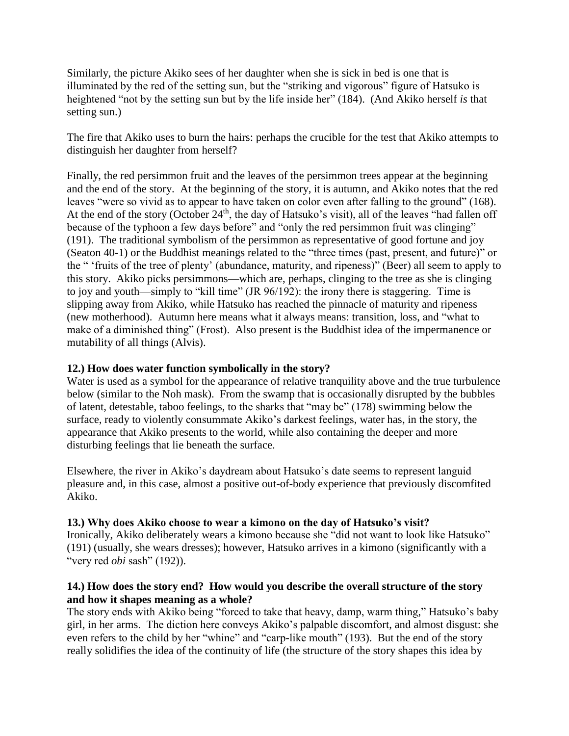Similarly, the picture Akiko sees of her daughter when she is sick in bed is one that is illuminated by the red of the setting sun, but the "striking and vigorous" figure of Hatsuko is heightened "not by the setting sun but by the life inside her" (184). (And Akiko herself *is* that setting sun.)

The fire that Akiko uses to burn the hairs: perhaps the crucible for the test that Akiko attempts to distinguish her daughter from herself?

Finally, the red persimmon fruit and the leaves of the persimmon trees appear at the beginning and the end of the story. At the beginning of the story, it is autumn, and Akiko notes that the red leaves "were so vivid as to appear to have taken on color even after falling to the ground" (168). At the end of the story (October 24th, the day of Hatsuko's visit), all of the leaves "had fallen off because of the typhoon a few days before" and "only the red persimmon fruit was clinging" (191). The traditional symbolism of the persimmon as representative of good fortune and joy (Seaton 40-1) or the Buddhist meanings related to the "three times (past, present, and future)" or the " 'fruits of the tree of plenty' (abundance, maturity, and ripeness)" (Beer) all seem to apply to this story. Akiko picks persimmons—which are, perhaps, clinging to the tree as she is clinging to joy and youth—simply to "kill time" (JR 96/192): the irony there is staggering. Time is slipping away from Akiko, while Hatsuko has reached the pinnacle of maturity and ripeness (new motherhood). Autumn here means what it always means: transition, loss, and "what to make of a diminished thing" (Frost). Also present is the Buddhist idea of the impermanence or mutability of all things (Alvis).

**12.) How does water function symbolically in the story?**

Water is used as a symbol for the appearance of relative tranquility above and the true turbulence below (similar to the Noh mask). From the swamp that is occasionally disrupted by the bubbles of latent, detestable, taboo feelings, to the sharks that "may be" (178) swimming below the surface, ready to violently consummate Akiko's darkest feelings, water has, in the story, the appearance that Akiko presents to the world, while also containing the deeper and more disturbing feelings that lie beneath the surface.

Elsewhere, the river in Akiko's daydream about Hatsuko's date seems to represent languid pleasure and, in this case, almost a positive out-of-body experience that previously discomfited Akiko.

**13.) Why does Akiko choose to wear a kimono on the day of Hatsuko's visit?**

Ironically, Akiko deliberately wears a kimono because she "did not want to look like Hatsuko" (191) (usually, she wears dresses); however, Hatsuko arrives in a kimono (significantly with a "very red *obi* sash" (192)).

**14.) How does the story end? How would you describe the overall structure of the story and how it shapes meaning as a whole?**

The story ends with Akiko being "forced to take that heavy, damp, warm thing," Hatsuko's baby girl, in her arms. The diction here conveys Akiko's palpable discomfort, and almost disgust: she even refers to the child by her "whine" and "carp-like mouth" (193). But the end of the story really solidifies the idea of the continuity of life (the structure of the story shapes this idea by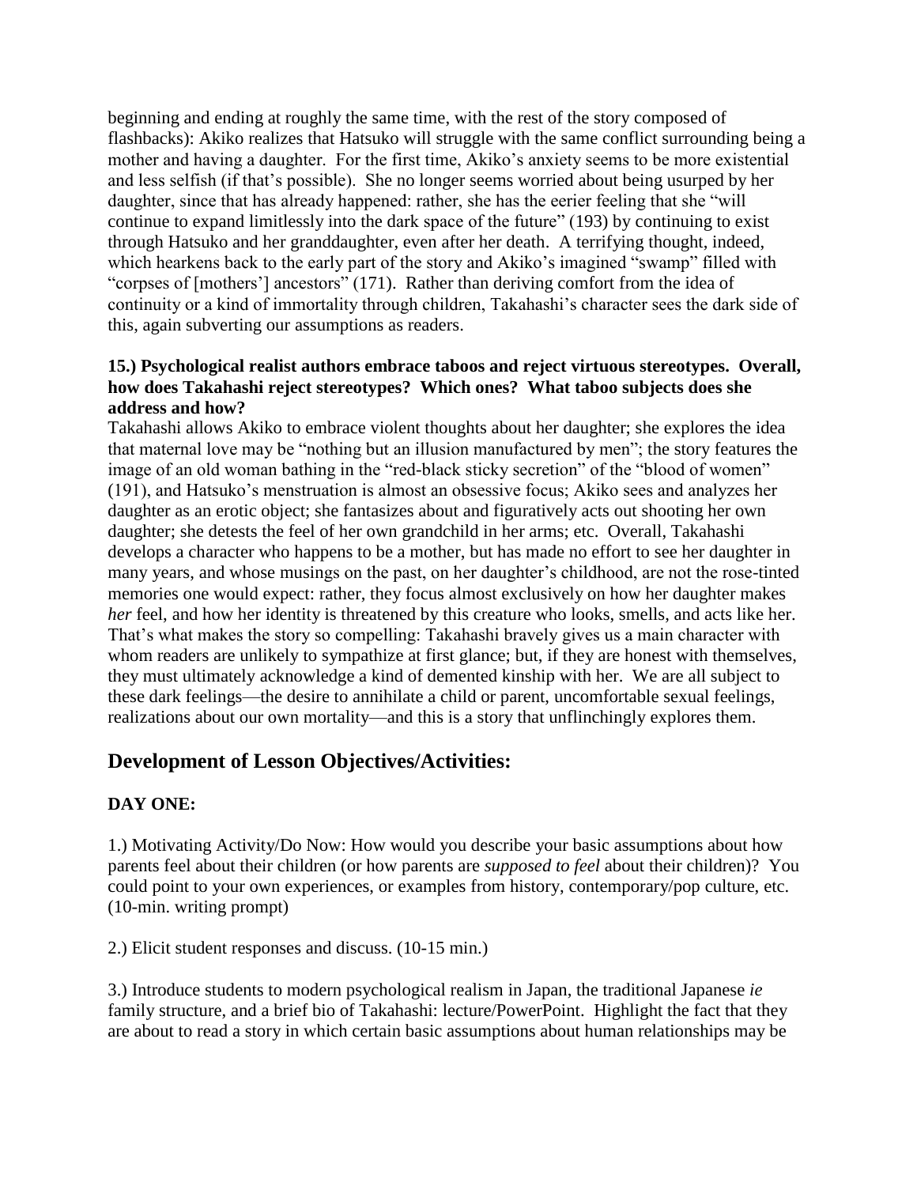beginning and ending at roughly the same time, with the rest of the story composed of flashbacks): Akiko realizes that Hatsuko will struggle with the same conflict surrounding being a mother and having a daughter. For the first time, Akiko's anxiety seems to be more existential and less selfish (if that's possible). She no longer seems worried about being usurped by her daughter, since that has already happened: rather, she has the eerier feeling that she "will continue to expand limitlessly into the dark space of the future" (193) by continuing to exist through Hatsuko and her granddaughter, even after her death. A terrifying thought, indeed, which hearkens back to the early part of the story and Akiko's imagined "swamp" filled with "corpses of [mothers'] ancestors" (171). Rather than deriving comfort from the idea of continuity or a kind of immortality through children, Takahashi's character sees the dark side of this, again subverting our assumptions as readers.

**15.) Psychological realist authors embrace taboos and reject virtuous stereotypes. Overall, how does Takahashi reject stereotypes? Which ones? What taboo subjects does she address and how?**

Takahashi allows Akiko to embrace violent thoughts about her daughter; she explores the idea that maternal love may be "nothing but an illusion manufactured by men"; the story features the image of an old woman bathing in the "red-black sticky secretion" of the "blood of women" (191), and Hatsuko's menstruation is almost an obsessive focus; Akiko sees and analyzes her daughter as an erotic object; she fantasizes about and figuratively acts out shooting her own daughter; she detests the feel of her own grandchild in her arms; etc. Overall, Takahashi develops a character who happens to be a mother, but has made no effort to see her daughter in many years, and whose musings on the past, on her daughter's childhood, are not the rose-tinted memories one would expect: rather, they focus almost exclusively on how her daughter makes *her* feel, and how her identity is threatened by this creature who looks, smells, and acts like her. That's what makes the story so compelling: Takahashi bravely gives us a main character with whom readers are unlikely to sympathize at first glance; but, if they are honest with themselves, they must ultimately acknowledge a kind of demented kinship with her. We are all subject to these dark feelings—the desire to annihilate a child or parent, uncomfortable sexual feelings, realizations about our own mortality—and this is a story that unflinchingly explores them.

## Development of Lesson Objectives/Activities:

### DAY ONE:

1.) Motivating Activity/Do Now: How would you describe your basic assumptions about how parents feel about their children (or how parents are *supposed to feel* about their children)? You could point to your own experiences, or examples from history, contemporary/pop culture, etc. (10-min. writing prompt)

2.) Elicit student responses and discuss. (10-15 min.)

3.) Introduce students to modern psychological realism in Japan, the traditional Japanese *ie* family structure, and a brief bio of Takahashi: lecture/PowerPoint. Highlight the fact that they are about to read a story in which certain basic assumptions about human relationships may be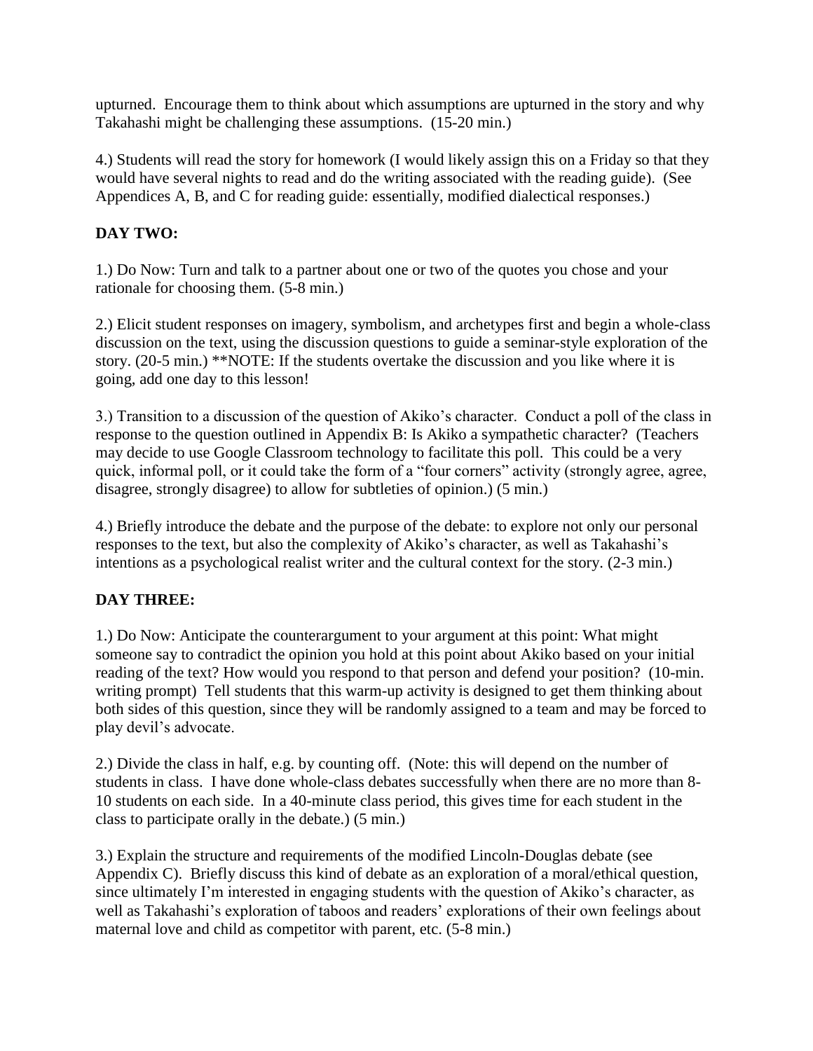upturned. Encourage them to think about which assumptions are upturned in the story and why Takahashi might be challenging these assumptions. (15-20 min.)

4.) Students will read the story for homework (I would likely assign this on a Friday so that they would have several nights to read and do the writing associated with the reading guide). (See Appendices A, B, and C for reading guide: essentially, modified dialectical responses.)

**DAY TWO:**

1.) Do Now: Turn and talk to a partner about one or two of the quotes you chose and your rationale for choosing them. (5-8 min.)

2.) Elicit student responses on imagery, symbolism, and archetypes first and begin a whole-class discussion on the text, using the discussion questions to guide a seminar-style exploration of the story. (20-5 min.) **NOTE: If the students overtake the discussion and you like where it is going, add one day to this lesson!

3.) Transition to a discussion of the question of Akiko's character. Conduct a poll of the class in response to the question outlined in Appendix B: Is Akiko a sympathetic character? (Teachers may decide to use Google Classroom technology to facilitate this poll. This could be a very quick, informal poll, or it could take the form of a "four corners" activity (strongly agree, agree, disagree, strongly disagree) to allow for subtleties of opinion.) (5 min.)

4.) Briefly introduce the debate and the purpose of the debate: to explore not only our personal responses to the text, but also the complexity of Akiko's character, as well as Takahashi's intentions as a psychological realist writer and the cultural context for the story. (2-3 min.)

**DAY THREE:**

1.) Do Now: Anticipate the counterargument to your argument at this point: What might someone say to contradict the opinion you hold at this point about Akiko based on your initial reading of the text? How would you respond to that person and defend your position? (10-min. writing prompt) Tell students that this warm-up activity is designed to get them thinking about both sides of this question, since they will be randomly assigned to a team and may be forced to play devil's advocate.

2.) Divide the class in half, e.g. by counting off. (Note: this will depend on the number of students in class. I have done whole-class debates successfully when there are no more than 8-10 students on each side. In a 40-minute class period, this gives time for each student in the class to participate orally in the debate.) (5 min.)

3.) Explain the structure and requirements of the modified Lincoln-Douglas debate (see Appendix C). Briefly discuss this kind of debate as an exploration of a moral/ethical question, since ultimately I'm interested in engaging students with the question of Akiko's character, as well as Takahashi's exploration of taboos and readers' explorations of their own feelings about maternal love and child as competitor with parent, etc. (5-8 min.)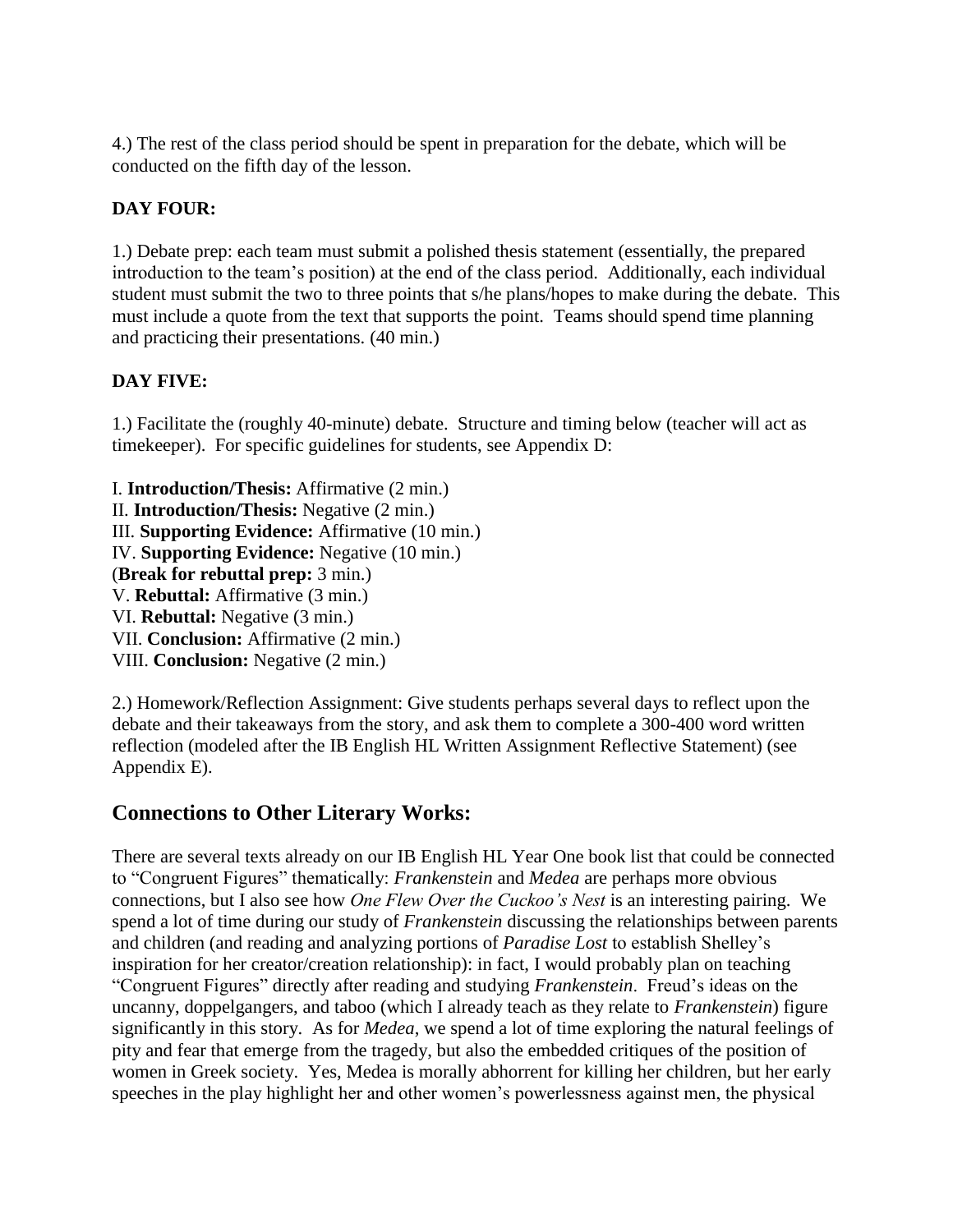4.) The rest of the class period should be spent in preparation for the debate, which will be conducted on the fifth day of the lesson.

**DAY FOUR:**

1.) Debate prep: each team must submit a polished thesis statement (essentially, the prepared introduction to the team's position) at the end of the class period. Additionally, each individual student must submit the two to three points that s/he plans/hopes to make during the debate. This must include a quote from the text that supports the point. Teams should spend time planning and practicing their presentations. (40 min.)

**DAY FIVE:**

1.) Facilitate the (roughly 40-minute) debate. Structure and timing below (teacher will act as timekeeper). For specific guidelines for students, see Appendix D:

I. **Introduction/Thesis:** Affirmative (2 min.)
II. **Introduction/Thesis:** Negative (2 min.)
III. **Supporting Evidence:** Affirmative (10 min.)
IV. **Supporting Evidence:** Negative (10 min.)
(**Break for rebuttal prep:** 3 min.)
V. **Rebuttal:** Affirmative (3 min.)
VI. **Rebuttal:** Negative (3 min.)
VII. **Conclusion:** Affirmative (2 min.)
VIII. **Conclusion:** Negative (2 min.)

2.) Homework/Reflection Assignment: Give students perhaps several days to reflect upon the debate and their takeaways from the story, and ask them to complete a 300-400 word written reflection (modeled after the IB English HL Written Assignment Reflective Statement) (see Appendix E).

## Connections to Other Literary Works:

There are several texts already on our IB English HL Year One book list that could be connected to "Congruent Figures" thematically: *Frankenstein* and *Medea* are perhaps more obvious connections, but I also see how *One Flew Over the Cuckoo's Nest* is an interesting pairing. We spend a lot of time during our study of *Frankenstein* discussing the relationships between parents and children (and reading and analyzing portions of *Paradise Lost* to establish Shelley's inspiration for her creator/creation relationship): in fact, I would probably plan on teaching "Congruent Figures" directly after reading and studying *Frankenstein*. Freud's ideas on the uncanny, doppelgangers, and taboo (which I already teach as they relate to *Frankenstein*) figure significantly in this story. As for *Medea*, we spend a lot of time exploring the natural feelings of pity and fear that emerge from the tragedy, but also the embedded critiques of the position of women in Greek society. Yes, Medea is morally abhorrent for killing her children, but her early speeches in the play highlight her and other women's powerlessness against men, the physical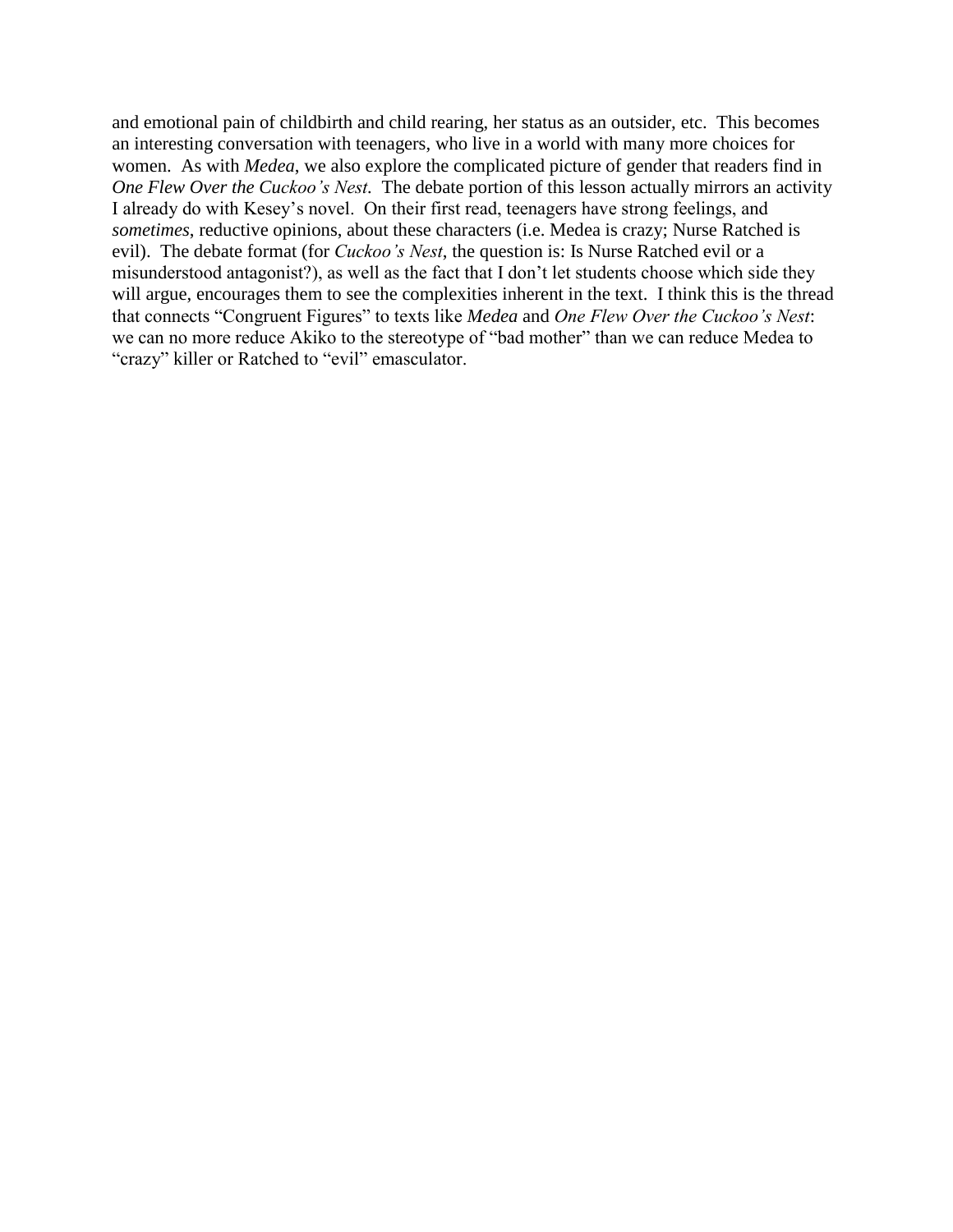and emotional pain of childbirth and child rearing, her status as an outsider, etc. This becomes an interesting conversation with teenagers, who live in a world with many more choices for women. As with *Medea*, we also explore the complicated picture of gender that readers find in *One Flew Over the Cuckoo's Nest*. The debate portion of this lesson actually mirrors an activity I already do with Kesey's novel. On their first read, teenagers have strong feelings, and *sometimes*, reductive opinions, about these characters (i.e. Medea is crazy; Nurse Ratched is evil). The debate format (for *Cuckoo's Nest*, the question is: Is Nurse Ratched evil or a misunderstood antagonist?), as well as the fact that I don't let students choose which side they will argue, encourages them to see the complexities inherent in the text. I think this is the thread that connects "Congruent Figures" to texts like *Medea* and *One Flew Over the Cuckoo's Nest*: we can no more reduce Akiko to the stereotype of "bad mother" than we can reduce Medea to "crazy" killer or Ratched to "evil" emasculator.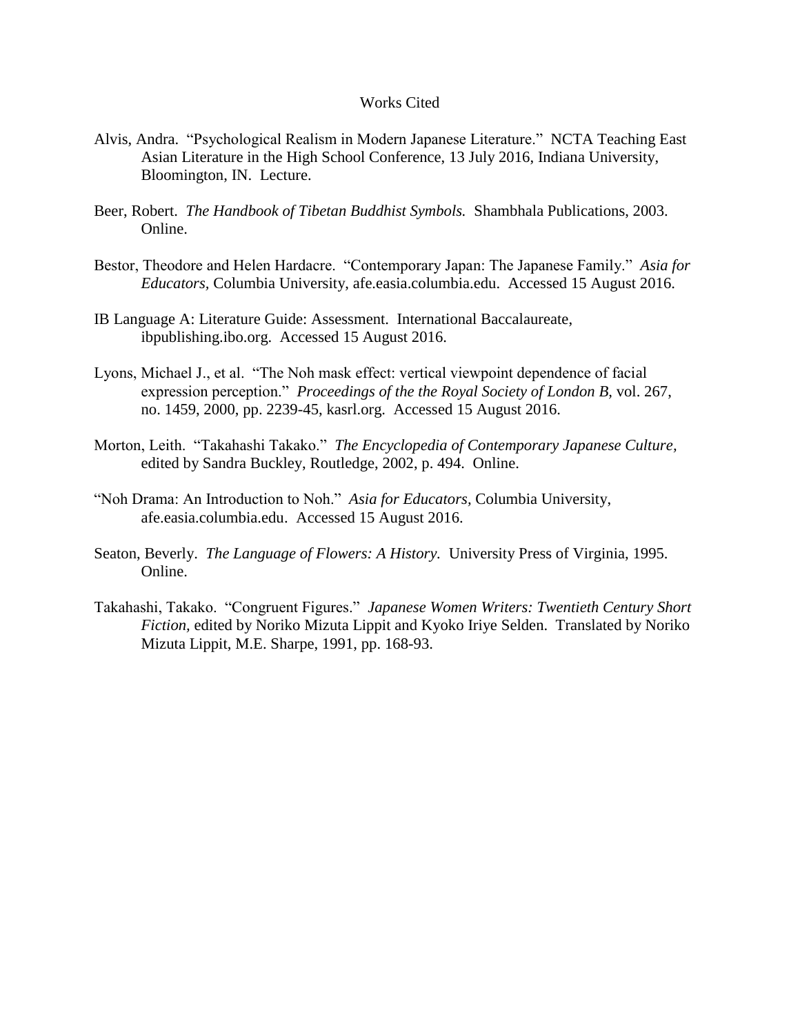# Works Cited

Alvis, Andra. "Psychological Realism in Modern Japanese Literature." NCTA Teaching East Asian Literature in the High School Conference, 13 July 2016, Indiana University, Bloomington, IN. Lecture.

Beer, Robert. *The Handbook of Tibetan Buddhist Symbols.* Shambhala Publications, 2003. Online.

Bestor, Theodore and Helen Hardacre. "Contemporary Japan: The Japanese Family." *Asia for Educators,* Columbia University, afe.easia.columbia.edu. Accessed 15 August 2016.

IB Language A: Literature Guide: Assessment. International Baccalaureate, ibpublishing.ibo.org. Accessed 15 August 2016.

Lyons, Michael J., et al. "The Noh mask effect: vertical viewpoint dependence of facial expression perception." *Proceedings of the the Royal Society of London B,* vol. 267, no. 1459, 2000, pp. 2239-45, kasrl.org. Accessed 15 August 2016.

Morton, Leith. "Takahashi Takako." *The Encyclopedia of Contemporary Japanese Culture*, edited by Sandra Buckley, Routledge, 2002, p. 494. Online.

"Noh Drama: An Introduction to Noh." *Asia for Educators,* Columbia University, afe.easia.columbia.edu. Accessed 15 August 2016.

Seaton, Beverly. *The Language of Flowers: A History.* University Press of Virginia, 1995. Online.

Takahashi, Takako. "Congruent Figures." *Japanese Women Writers: Twentieth Century Short Fiction,* edited by Noriko Mizuta Lippit and Kyoko Iriye Selden. Translated by Noriko Mizuta Lippit, M.E. Sharpe, 1991, pp. 168-93.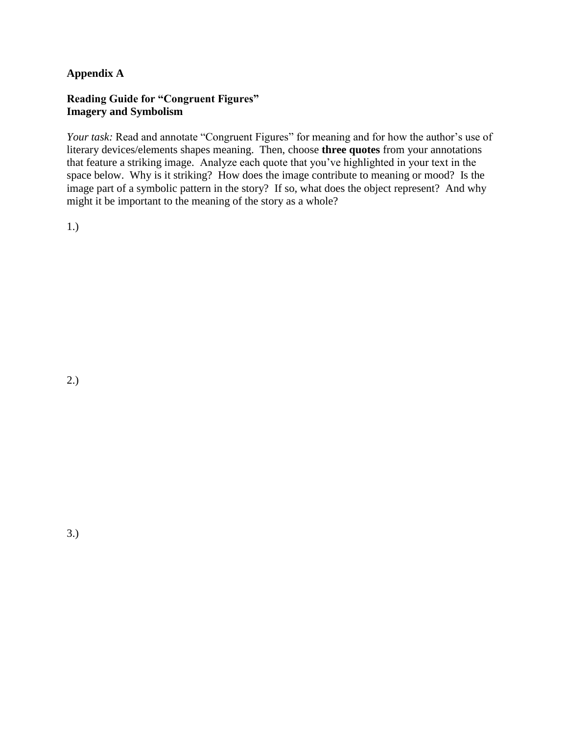**Appendix A**

**Reading Guide for "Congruent Figures"**
**Imagery and Symbolism**

*Your task:* Read and annotate "Congruent Figures" for meaning and for how the author's use of literary devices/elements shapes meaning. Then, choose **three quotes** from your annotations that feature a striking image. Analyze each quote that you've highlighted in your text in the space below. Why is it striking? How does the image contribute to meaning or mood? Is the image part of a symbolic pattern in the story? If so, what does the object represent? And why might it be important to the meaning of the story as a whole?

1.)

2.)

3.)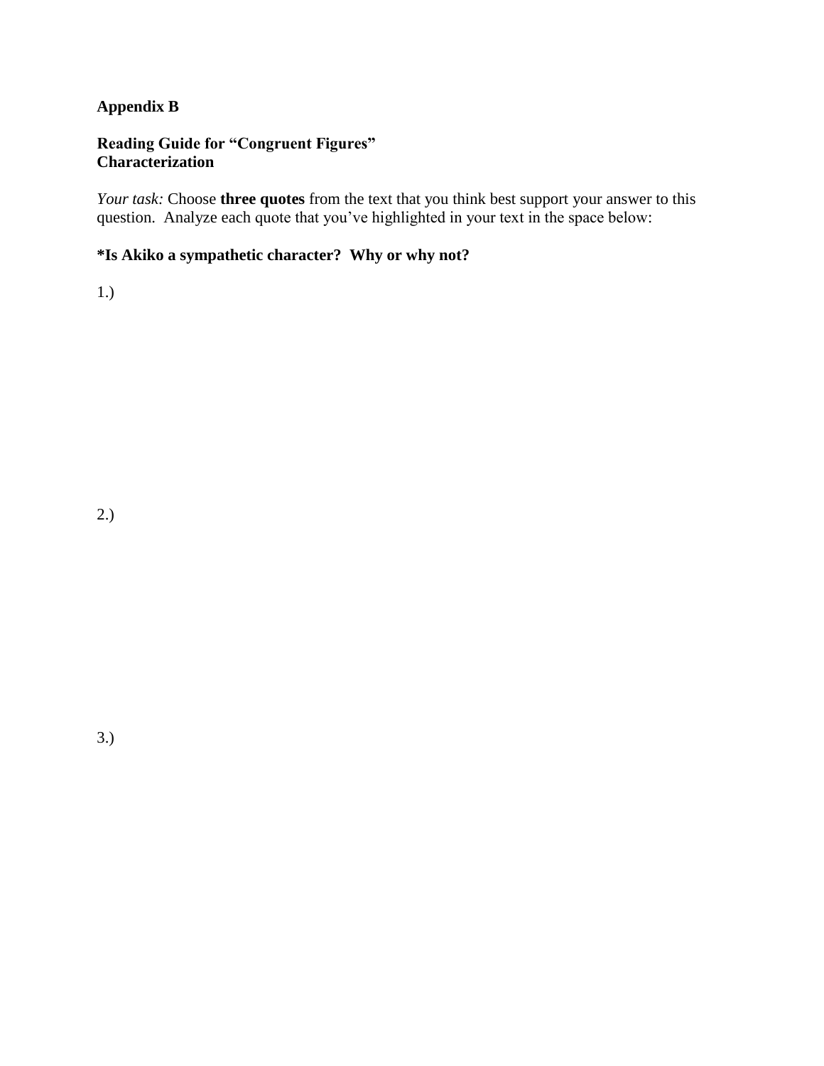**Appendix B**

**Reading Guide for "Congruent Figures"**
**Characterization**

*Your task:* Choose **three quotes** from the text that you think best support your answer to this question. Analyze each quote that you've highlighted in your text in the space below:

***Is Akiko a sympathetic character? Why or why not?**

1.)

2.)

3.)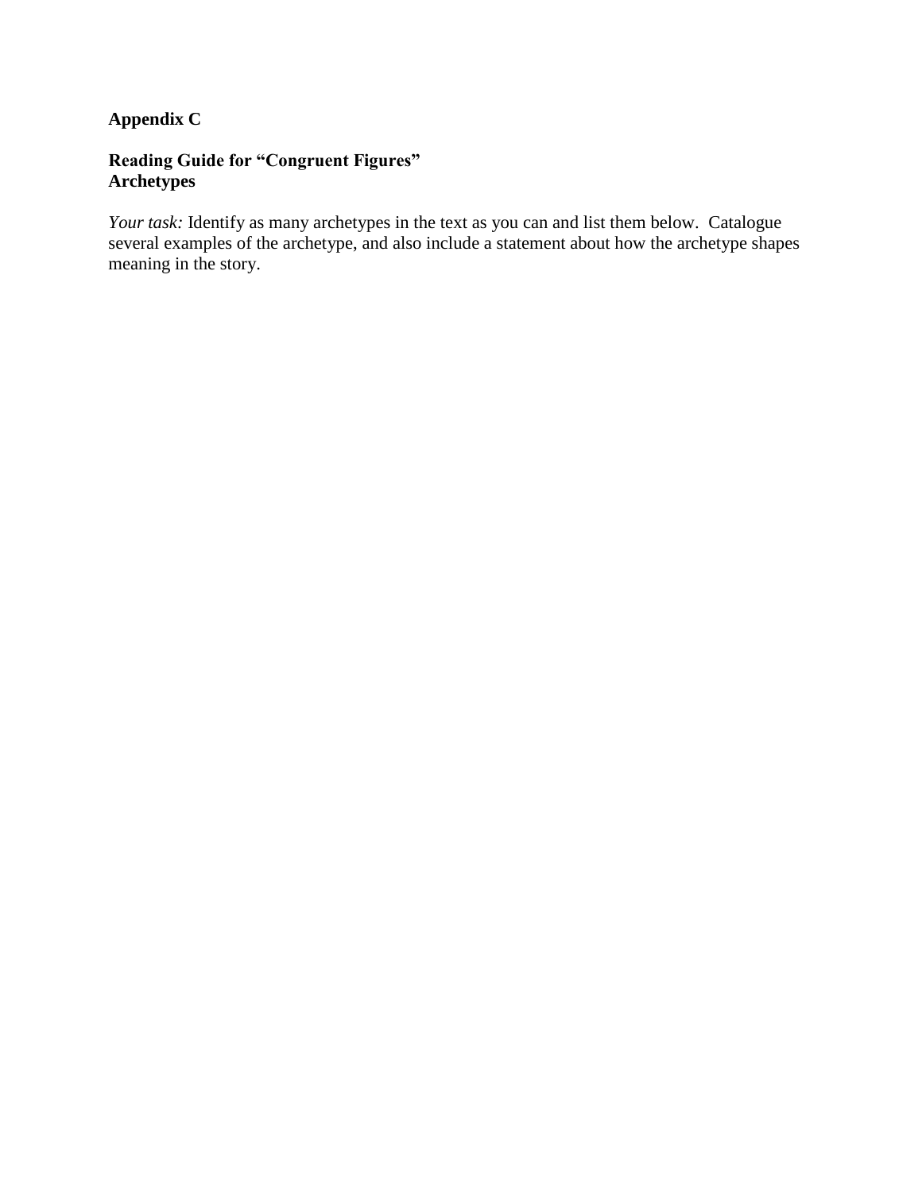**Appendix C**

**Reading Guide for "Congruent Figures"**
**Archetypes**

*Your task:* Identify as many archetypes in the text as you can and list them below. Catalogue several examples of the archetype, and also include a statement about how the archetype shapes meaning in the story.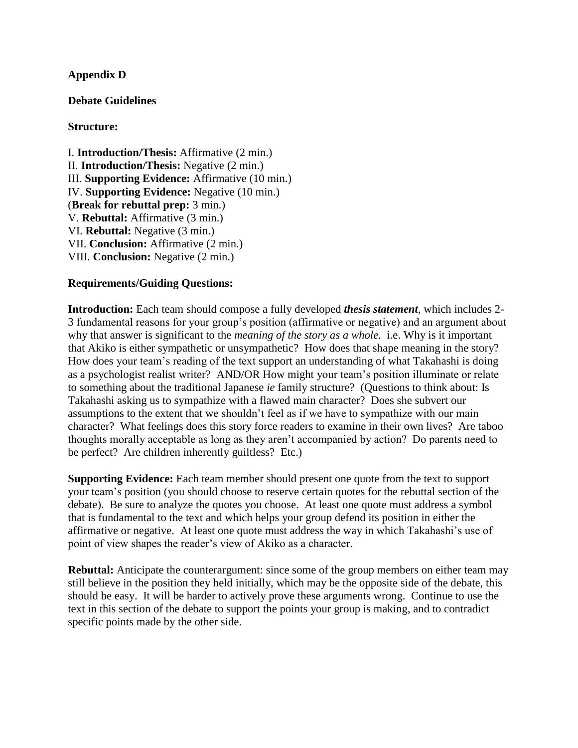**Appendix D**

**Debate Guidelines**

**Structure:**

I. **Introduction/Thesis:** Affirmative (2 min.)
II. **Introduction/Thesis:** Negative (2 min.)
III. **Supporting Evidence:** Affirmative (10 min.)
IV. **Supporting Evidence:** Negative (10 min.)
(**Break for rebuttal prep:** 3 min.)
V. **Rebuttal:** Affirmative (3 min.)
VI. **Rebuttal:** Negative (3 min.)
VII. **Conclusion:** Affirmative (2 min.)
VIII. **Conclusion:** Negative (2 min.)

**Requirements/Guiding Questions:**

**Introduction:** Each team should compose a fully developed ***thesis statement***, which includes 2-3 fundamental reasons for your group's position (affirmative or negative) and an argument about why that answer is significant to the *meaning of the story as a whole*. i.e. Why is it important that Akiko is either sympathetic or unsympathetic? How does that shape meaning in the story? How does your team's reading of the text support an understanding of what Takahashi is doing as a psychologist realist writer? AND/OR How might your team's position illuminate or relate to something about the traditional Japanese *ie* family structure? (Questions to think about: Is Takahashi asking us to sympathize with a flawed main character? Does she subvert our assumptions to the extent that we shouldn't feel as if we have to sympathize with our main character? What feelings does this story force readers to examine in their own lives? Are taboo thoughts morally acceptable as long as they aren't accompanied by action? Do parents need to be perfect? Are children inherently guiltless? Etc.)

**Supporting Evidence:** Each team member should present one quote from the text to support your team's position (you should choose to reserve certain quotes for the rebuttal section of the debate). Be sure to analyze the quotes you choose. At least one quote must address a symbol that is fundamental to the text and which helps your group defend its position in either the affirmative or negative. At least one quote must address the way in which Takahashi's use of point of view shapes the reader's view of Akiko as a character.

**Rebuttal:** Anticipate the counterargument: since some of the group members on either team may still believe in the position they held initially, which may be the opposite side of the debate, this should be easy. It will be harder to actively prove these arguments wrong. Continue to use the text in this section of the debate to support the points your group is making, and to contradict specific points made by the other side.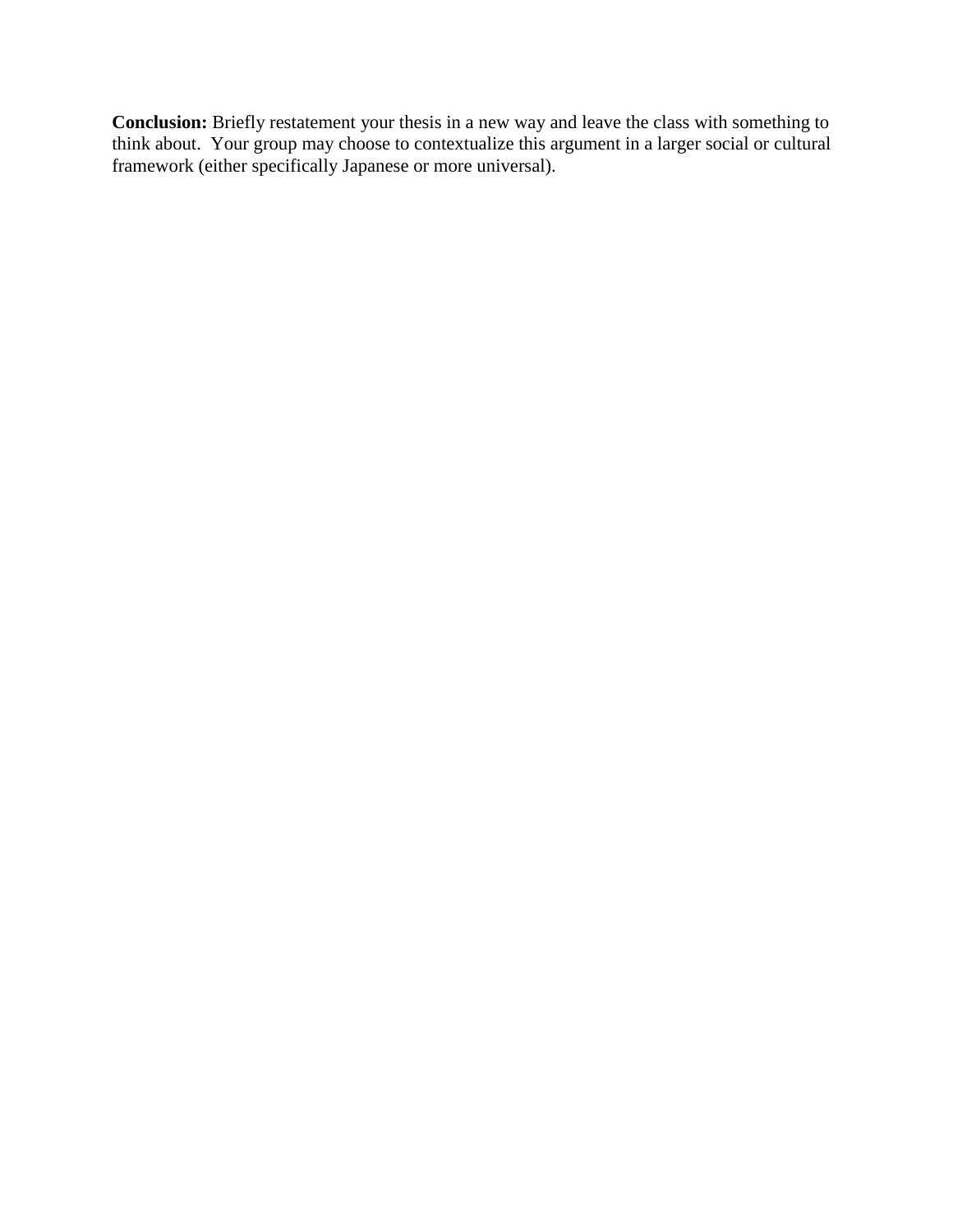**Conclusion:** Briefly restatement your thesis in a new way and leave the class with something to think about. Your group may choose to contextualize this argument in a larger social or cultural framework (either specifically Japanese or more universal).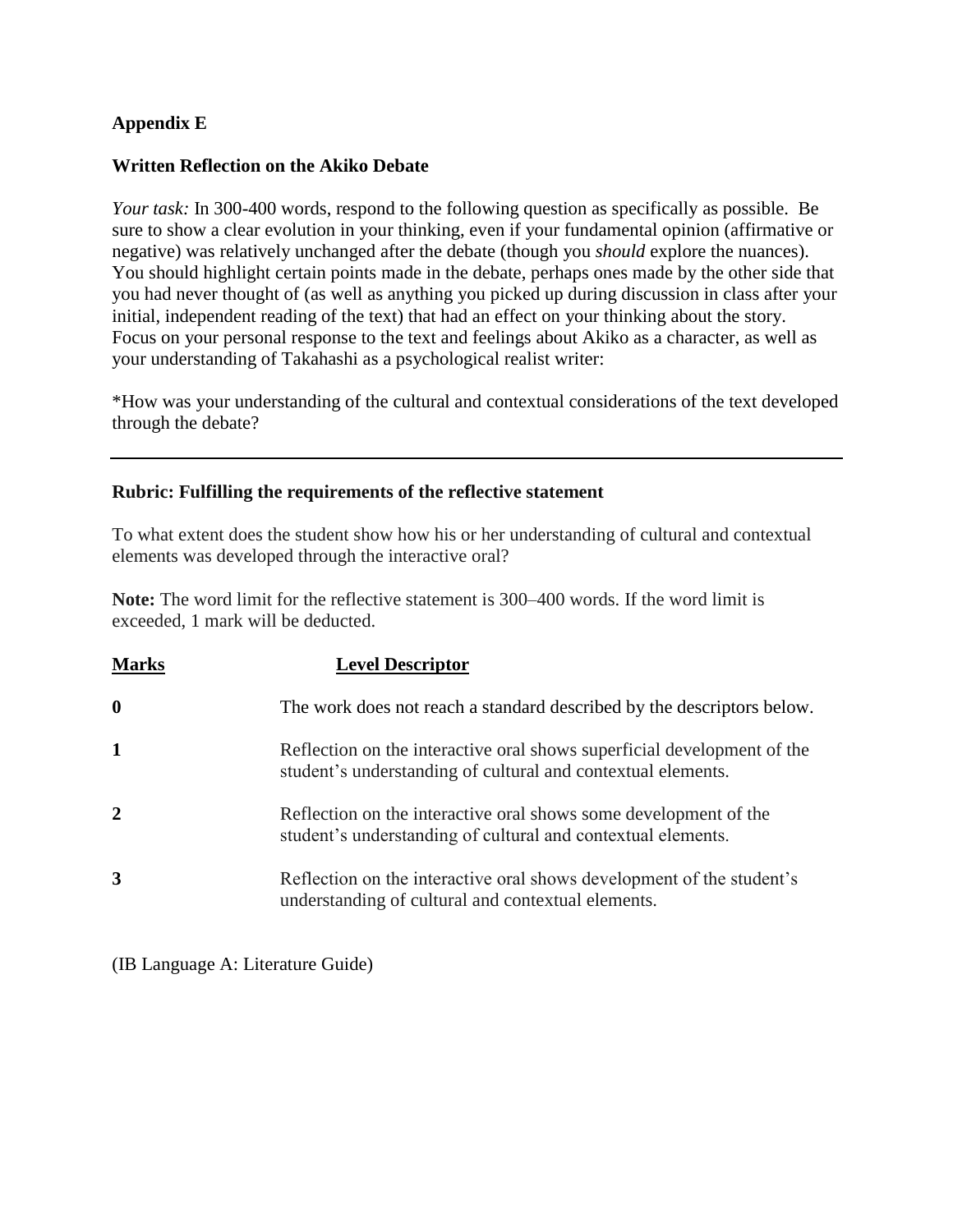**Appendix E**

**Written Reflection on the Akiko Debate**

*Your task:* In 300-400 words, respond to the following question as specifically as possible. Be sure to show a clear evolution in your thinking, even if your fundamental opinion (affirmative or negative) was relatively unchanged after the debate (though you *should* explore the nuances). You should highlight certain points made in the debate, perhaps ones made by the other side that you had never thought of (as well as anything you picked up during discussion in class after your initial, independent reading of the text) that had an effect on your thinking about the story. Focus on your personal response to the text and feelings about Akiko as a character, as well as your understanding of Takahashi as a psychological realist writer:

*How was your understanding of the cultural and contextual considerations of the text developed through the debate?

---

**Rubric: Fulfilling the requirements of the reflective statement**

To what extent does the student show how his or her understanding of cultural and contextual elements was developed through the interactive oral?

**Note:** The word limit for the reflective statement is 300–400 words. If the word limit is exceeded, 1 mark will be deducted.

| Marks | Level Descriptor |
|---|---|
| **0** | The work does not reach a standard described by the descriptors below. |
| **1** | Reflection on the interactive oral shows superficial development of the student's understanding of cultural and contextual elements. |
| **2** | Reflection on the interactive oral shows some development of the student's understanding of cultural and contextual elements. |
| **3** | Reflection on the interactive oral shows development of the student's understanding of cultural and contextual elements. |

(IB Language A: Literature Guide)